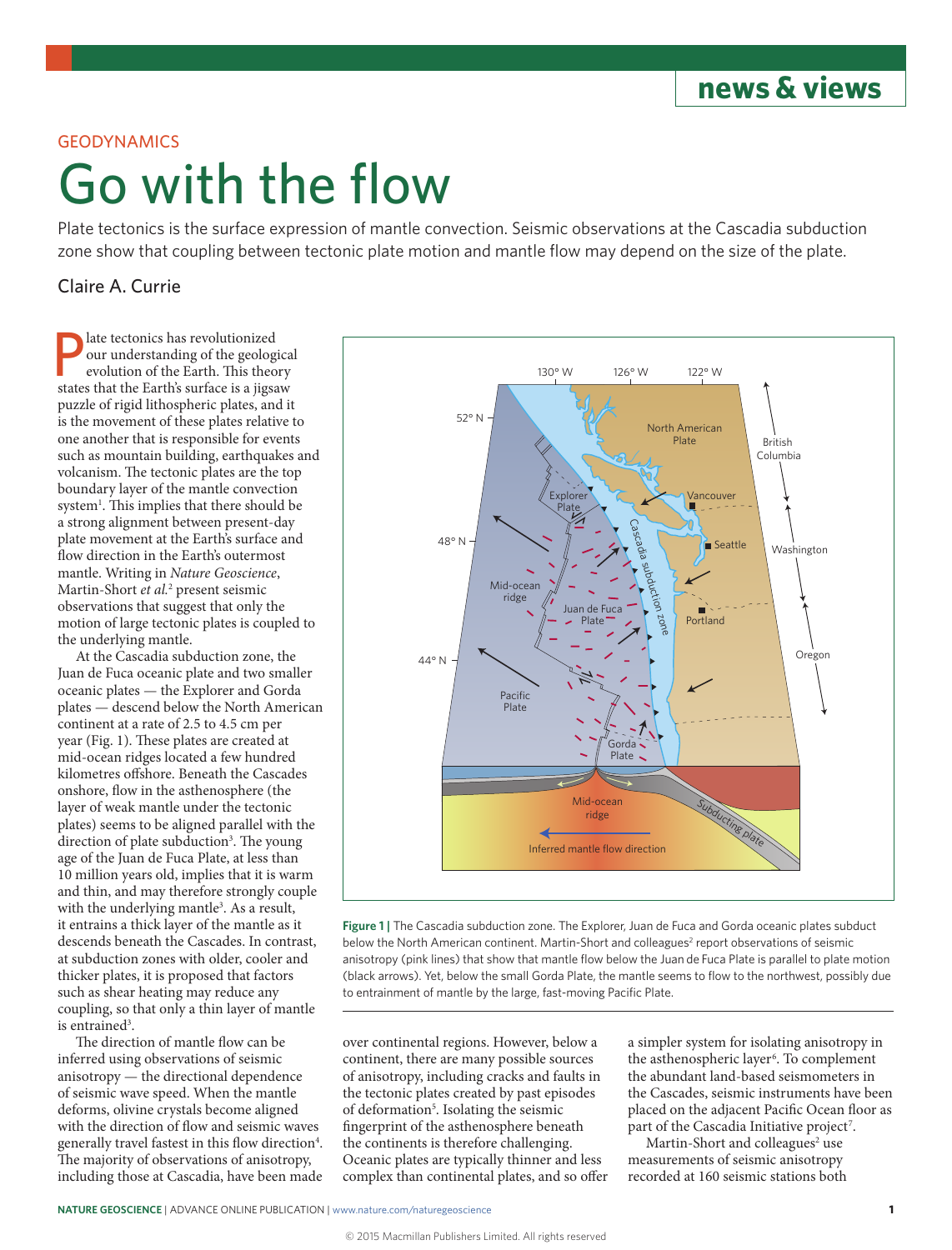GEODYNAMICS

# Go with the flow

Plate tectonics is the surface expression of mantle convection. Seismic observations at the Cascadia subduction zone show that coupling between tectonic plate motion and mantle flow may depend on the size of the plate.

Claire A. Currie

Plate tectonics has revolutionized our understanding of the geological evolution of the Earth. This theory states that the Earth's surface is a jigsaw puzzle of rigid lithospheric plates, and it is the movement of these plates relative to one another that is responsible for events such as mountain building, earthquakes and volcanism. The tectonic plates are the top boundary layer of the mantle convection system[1]. This implies that there should be a strong alignment between present-day plate movement at the Earth's surface and flow direction in the Earth's outermost mantle. Writing in *Nature Geoscience*, Martin-Short *et al.*[2] present seismic observations that suggest that only the motion of large tectonic plates is coupled to the underlying mantle.

At the Cascadia subduction zone, the Juan de Fuca oceanic plate and two smaller oceanic plates — the Explorer and Gorda plates — descend below the North American continent at a rate of 2.5 to 4.5 cm per year (Fig. 1). These plates are created at mid-ocean ridges located a few hundred kilometres offshore. Beneath the Cascades onshore, flow in the asthenosphere (the layer of weak mantle under the tectonic plates) seems to be aligned parallel with the direction of plate subduction[3]. The young age of the Juan de Fuca Plate, at less than 10 million years old, implies that it is warm and thin, and may therefore strongly couple with the underlying mantle[3]. As a result, it entrains a thick layer of the mantle as it descends beneath the Cascades. In contrast, at subduction zones with older, cooler and thicker plates, it is proposed that factors such as shear heating may reduce any coupling, so that only a thin layer of mantle is entrained[3].

The direction of mantle flow can be inferred using observations of seismic anisotropy — the directional dependence of seismic wave speed. When the mantle deforms, olivine crystals become aligned with the direction of flow and seismic waves generally travel fastest in this flow direction[4]. The majority of observations of anisotropy, including those at Cascadia, have been made over continental regions. However, below a continent, there are many possible sources of anisotropy, including cracks and faults in the tectonic plates created by past episodes of deformation[5]. Isolating the seismic fingerprint of the asthenosphere beneath the continents is therefore challenging. Oceanic plates are typically thinner and less complex than continental plates, and so offer a simpler system for isolating anisotropy in the asthenospheric layer[6]. To complement the abundant land-based seismometers in the Cascades, seismic instruments have been placed on the adjacent Pacific Ocean floor as part of the Cascadia Initiative project[7].

Martin-Short and colleagues[2] use measurements of seismic anisotropy recorded at 160 seismic stations both

**Figure 1 |** The Cascadia subduction zone. The Explorer, Juan de Fuca and Gorda oceanic plates subduct below the North American continent. Martin-Short and colleagues[2] report observations of seismic anisotropy (pink lines) that show that mantle flow below the Juan de Fuca Plate is parallel to plate motion (black arrows). Yet, below the small Gorda Plate, the mantle seems to flow to the northwest, possibly due to entrainment of mantle by the large, fast-moving Pacific Plate.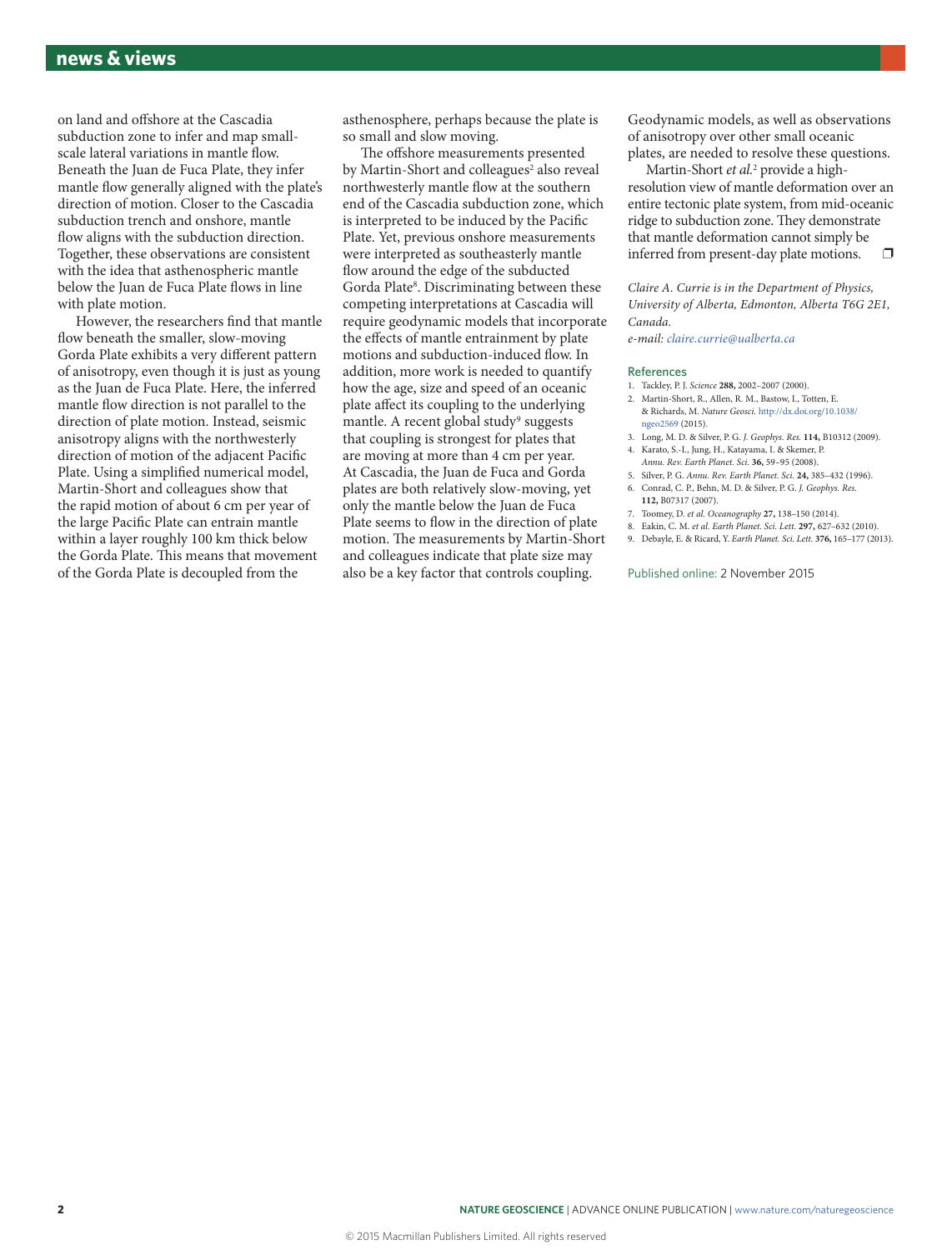on land and offshore at the Cascadia subduction zone to infer and map small-scale lateral variations in mantle flow. Beneath the Juan de Fuca Plate, they infer mantle flow generally aligned with the plate's direction of motion. Closer to the Cascadia subduction trench and onshore, mantle flow aligns with the subduction direction. Together, these observations are consistent with the idea that asthenospheric mantle below the Juan de Fuca Plate flows in line with plate motion.

However, the researchers find that mantle flow beneath the smaller, slow-moving Gorda Plate exhibits a very different pattern of anisotropy, even though it is just as young as the Juan de Fuca Plate. Here, the inferred mantle flow direction is not parallel to the direction of plate motion. Instead, seismic anisotropy aligns with the northwesterly direction of motion of the adjacent Pacific Plate. Using a simplified numerical model, Martin-Short and colleagues show that the rapid motion of about 6 cm per year of the large Pacific Plate can entrain mantle within a layer roughly 100 km thick below the Gorda Plate. This means that movement of the Gorda Plate is decoupled from the asthenosphere, perhaps because the plate is so small and slow moving.

The offshore measurements presented by Martin-Short and colleagues[2] also reveal northwesterly mantle flow at the southern end of the Cascadia subduction zone, which is interpreted to be induced by the Pacific Plate. Yet, previous onshore measurements were interpreted as southeasterly mantle flow around the edge of the subducted Gorda Plate[8]. Discriminating between these competing interpretations at Cascadia will require geodynamic models that incorporate the effects of mantle entrainment by plate motions and subduction-induced flow. In addition, more work is needed to quantify how the age, size and speed of an oceanic plate affect its coupling to the underlying mantle. A recent global study[9] suggests that coupling is strongest for plates that are moving at more than 4 cm per year. At Cascadia, the Juan de Fuca and Gorda plates are both relatively slow-moving, yet only the mantle below the Juan de Fuca Plate seems to flow in the direction of plate motion. The measurements by Martin-Short and colleagues indicate that plate size may also be a key factor that controls coupling. Geodynamic models, as well as observations of anisotropy over other small oceanic plates, are needed to resolve these questions.

Martin-Short *et al.*[2] provide a high-resolution view of mantle deformation over an entire tectonic plate system, from mid-oceanic ridge to subduction zone. They demonstrate that mantle deformation cannot simply be inferred from present-day plate motions. ❐

*Claire A. Currie is in the Department of Physics, University of Alberta, Edmonton, Alberta T6G 2E1, Canada.*
*e-mail: claire.currie@ualberta.ca*

## References

1. Tackley, P. J. *Science* **288,** 2002–2007 (2000).
2. Martin-Short, R., Allen, R. M., Bastow, I., Totten, E. & Richards, M. *Nature Geosci.* http://dx.doi.org/10.1038/ngeo2569 (2015).
3. Long, M. D. & Silver, P. G. *J. Geophys. Res.* **114,** B10312 (2009).
4. Karato, S.-I., Jung, H., Katayama, I. & Skemer, P. *Annu. Rev. Earth Planet. Sci.* **36,** 59–95 (2008).
5. Silver, P. G. *Annu. Rev. Earth Planet. Sci.* **24,** 385–432 (1996).
6. Conrad, C. P., Behn, M. D. & Silver, P. G. *J. Geophys. Res.* **112,** B07317 (2007).
7. Toomey, D. *et al. Oceanography* **27,** 138–150 (2014).
8. Eakin, C. M. *et al. Earth Planet. Sci. Lett.* **297,** 627–632 (2010).
9. Debayle, E. & Ricard, Y. *Earth Planet. Sci. Lett.* **376,** 165–177 (2013).

Published online: 2 November 2015